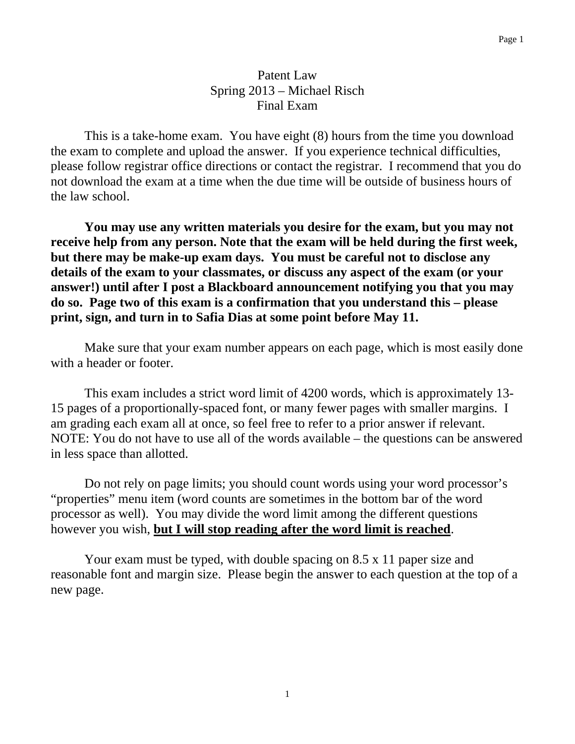# Patent Law
## Spring 2013 – Michael Risch
## Final Exam

This is a take-home exam. You have eight (8) hours from the time you download the exam to complete and upload the answer. If you experience technical difficulties, please follow registrar office directions or contact the registrar. I recommend that you do not download the exam at a time when the due time will be outside of business hours of the law school.

**You may use any written materials you desire for the exam, but you may not receive help from any person. Note that the exam will be held during the first week, but there may be make-up exam days. You must be careful not to disclose any details of the exam to your classmates, or discuss any aspect of the exam (or your answer!) until after I post a Blackboard announcement notifying you that you may do so. Page two of this exam is a confirmation that you understand this – please print, sign, and turn in to Safia Dias at some point before May 11.**

Make sure that your exam number appears on each page, which is most easily done with a header or footer.

This exam includes a strict word limit of 4200 words, which is approximately 13-15 pages of a proportionally-spaced font, or many fewer pages with smaller margins. I am grading each exam all at once, so feel free to refer to a prior answer if relevant. NOTE: You do not have to use all of the words available – the questions can be answered in less space than allotted.

Do not rely on page limits; you should count words using your word processor's "properties" menu item (word counts are sometimes in the bottom bar of the word processor as well). You may divide the word limit among the different questions however you wish, **<u>but I will stop reading after the word limit is reached</u>**.

Your exam must be typed, with double spacing on 8.5 x 11 paper size and reasonable font and margin size. Please begin the answer to each question at the top of a new page.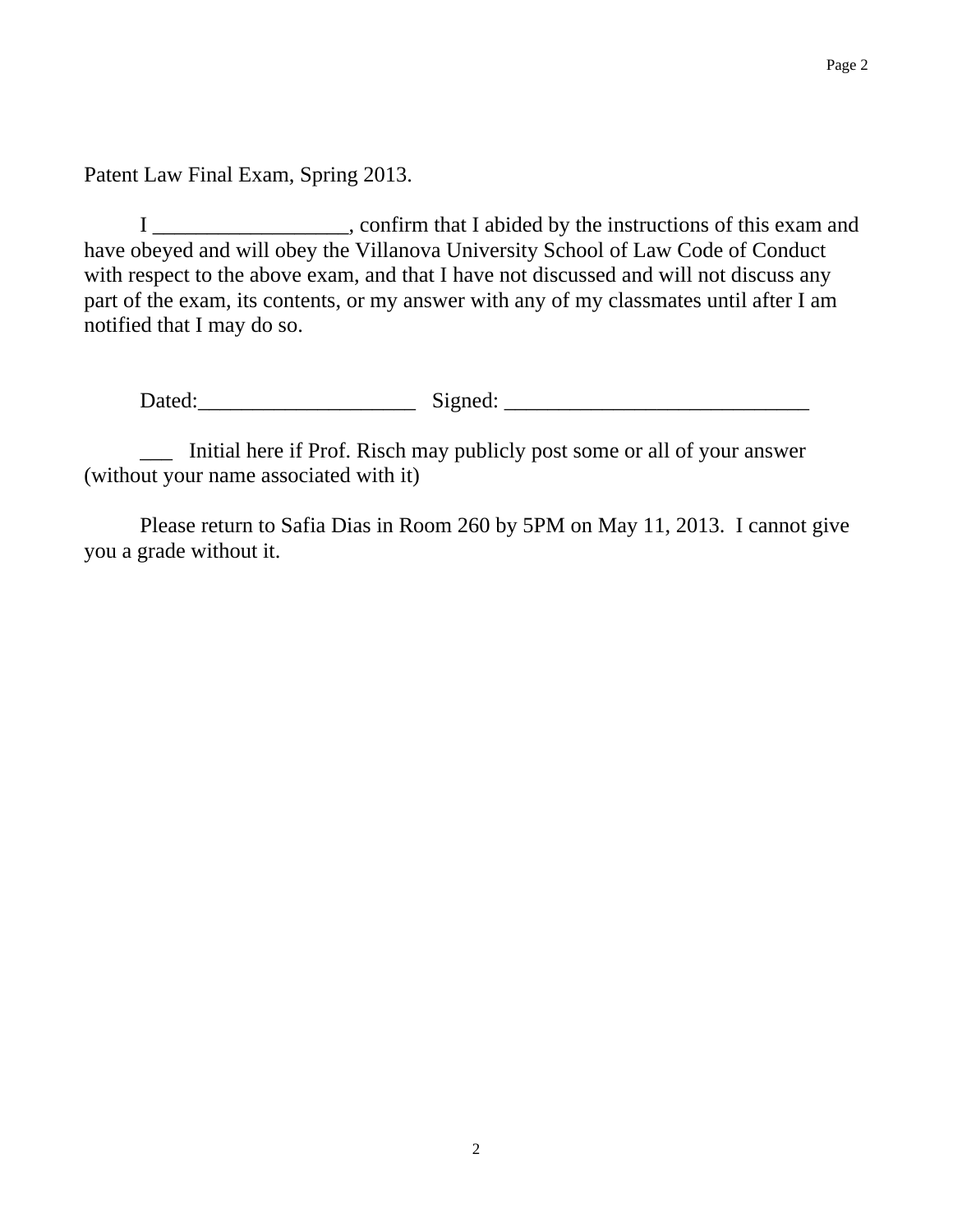Patent Law Final Exam, Spring 2013.

I __________________, confirm that I abided by the instructions of this exam and have obeyed and will obey the Villanova University School of Law Code of Conduct with respect to the above exam, and that I have not discussed and will not discuss any part of the exam, its contents, or my answer with any of my classmates until after I am notified that I may do so.

Dated:____________________ Signed: ____________________________

___ Initial here if Prof. Risch may publicly post some or all of your answer (without your name associated with it)

Please return to Safia Dias in Room 260 by 5PM on May 11, 2013. I cannot give you a grade without it.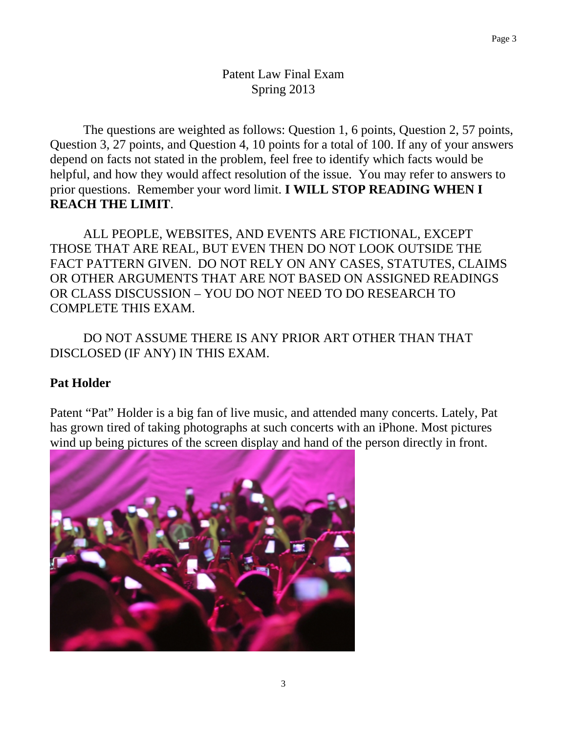Patent Law Final Exam
Spring 2013

The questions are weighted as follows: Question 1, 6 points, Question 2, 57 points, Question 3, 27 points, and Question 4, 10 points for a total of 100. If any of your answers depend on facts not stated in the problem, feel free to identify which facts would be helpful, and how they would affect resolution of the issue. You may refer to answers to prior questions. Remember your word limit. **I WILL STOP READING WHEN I REACH THE LIMIT**.

ALL PEOPLE, WEBSITES, AND EVENTS ARE FICTIONAL, EXCEPT THOSE THAT ARE REAL, BUT EVEN THEN DO NOT LOOK OUTSIDE THE FACT PATTERN GIVEN. DO NOT RELY ON ANY CASES, STATUTES, CLAIMS OR OTHER ARGUMENTS THAT ARE NOT BASED ON ASSIGNED READINGS OR CLASS DISCUSSION – YOU DO NOT NEED TO DO RESEARCH TO COMPLETE THIS EXAM.

DO NOT ASSUME THERE IS ANY PRIOR ART OTHER THAN THAT DISCLOSED (IF ANY) IN THIS EXAM.

**Pat Holder**

Patent "Pat" Holder is a big fan of live music, and attended many concerts. Lately, Pat has grown tired of taking photographs at such concerts with an iPhone. Most pictures wind up being pictures of the screen display and hand of the person directly in front.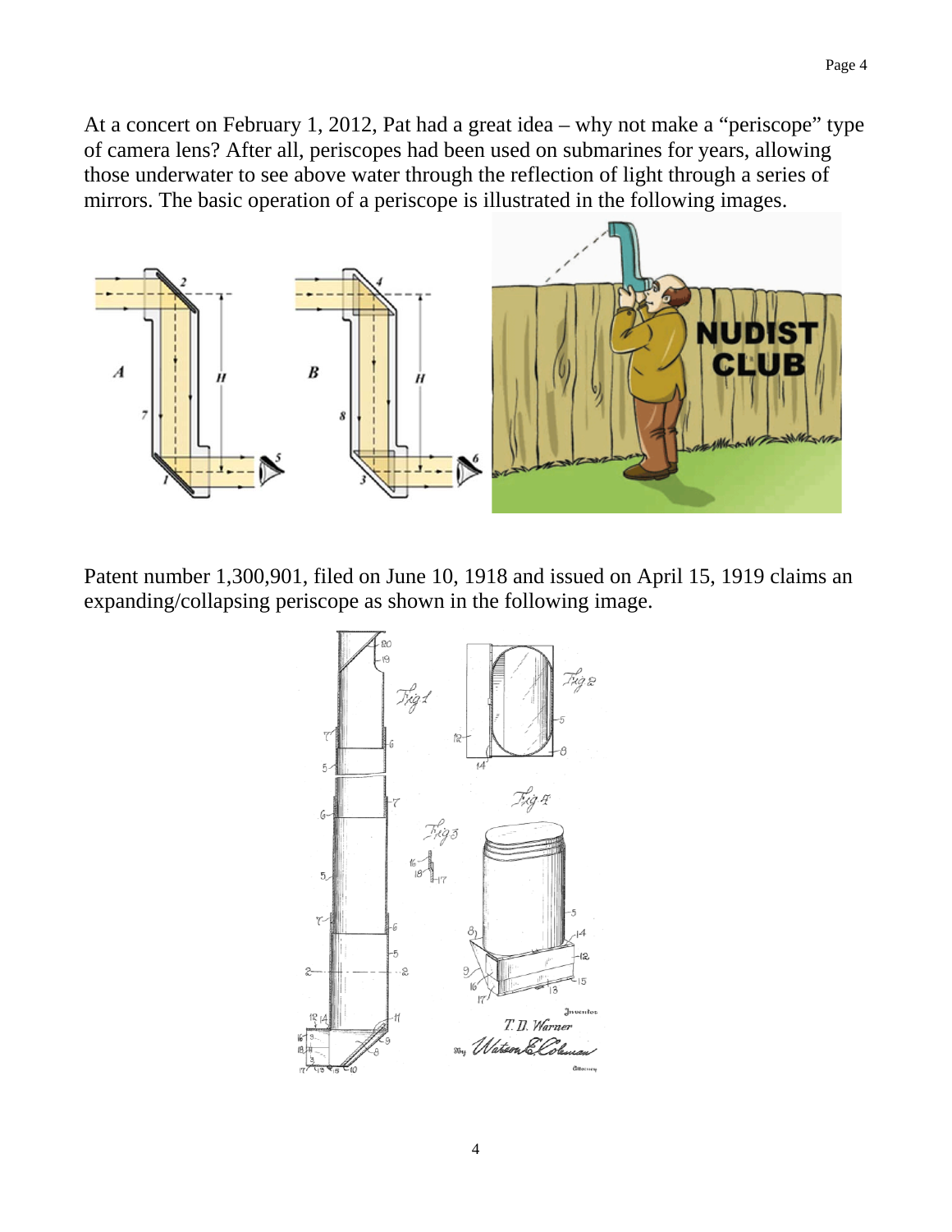At a concert on February 1, 2012, Pat had a great idea – why not make a "periscope" type of camera lens? After all, periscopes had been used on submarines for years, allowing those underwater to see above water through the reflection of light through a series of mirrors. The basic operation of a periscope is illustrated in the following images.

Patent number 1,300,901, filed on June 10, 1918 and issued on April 15, 1919 claims an expanding/collapsing periscope as shown in the following image.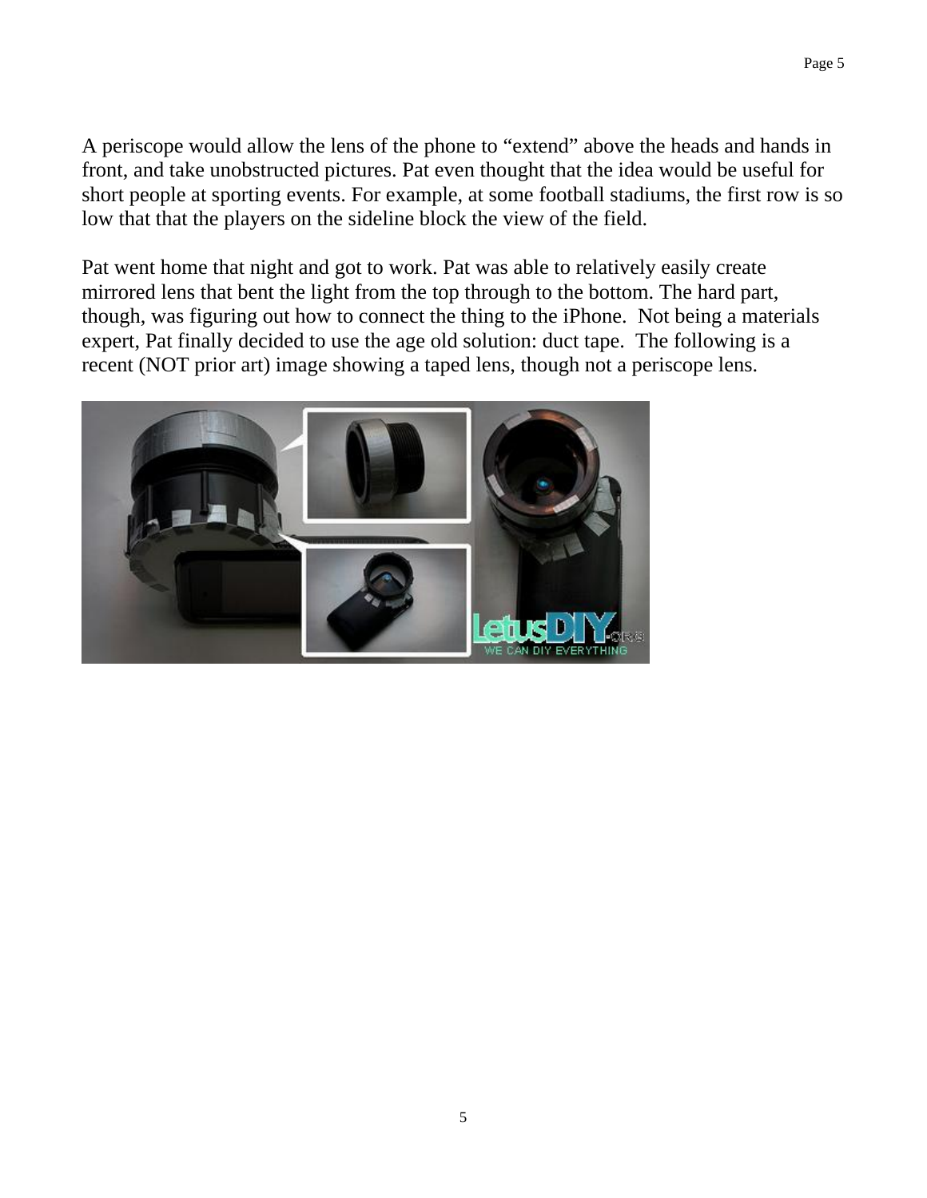A periscope would allow the lens of the phone to “extend” above the heads and hands in front, and take unobstructed pictures. Pat even thought that the idea would be useful for short people at sporting events. For example, at some football stadiums, the first row is so low that that the players on the sideline block the view of the field.

Pat went home that night and got to work. Pat was able to relatively easily create mirrored lens that bent the light from the top through to the bottom. The hard part, though, was figuring out how to connect the thing to the iPhone. Not being a materials expert, Pat finally decided to use the age old solution: duct tape. The following is a recent (NOT prior art) image showing a taped lens, though not a periscope lens.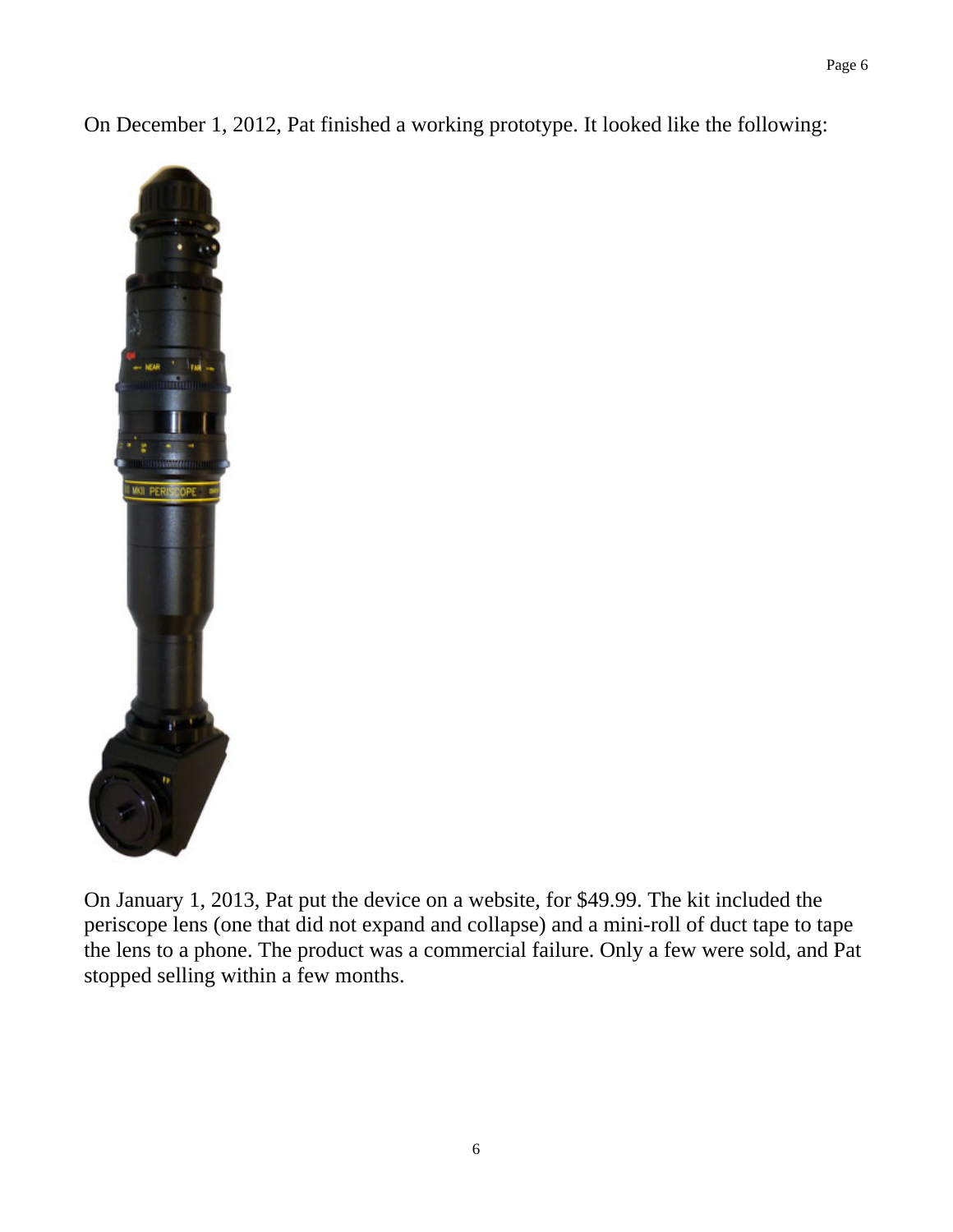On December 1, 2012, Pat finished a working prototype. It looked like the following:

On January 1, 2013, Pat put the device on a website, for $49.99. The kit included the periscope lens (one that did not expand and collapse) and a mini-roll of duct tape to tape the lens to a phone. The product was a commercial failure. Only a few were sold, and Pat stopped selling within a few months.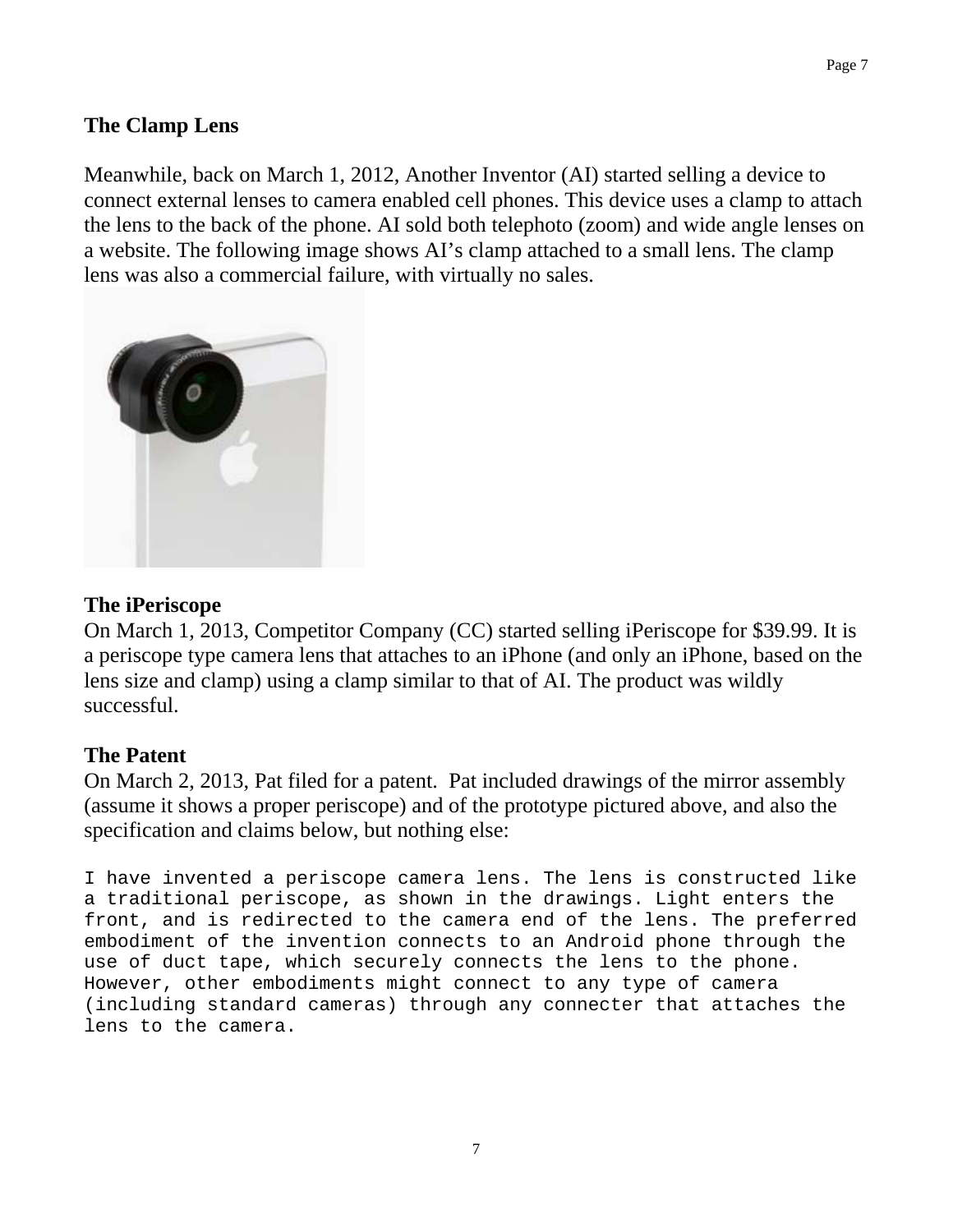### The Clamp Lens

Meanwhile, back on March 1, 2012, Another Inventor (AI) started selling a device to connect external lenses to camera enabled cell phones. This device uses a clamp to attach the lens to the back of the phone. AI sold both telephoto (zoom) and wide angle lenses on a website. The following image shows AI's clamp attached to a small lens. The clamp lens was also a commercial failure, with virtually no sales.

### The iPeriscope

On March 1, 2013, Competitor Company (CC) started selling iPeriscope for $39.99. It is a periscope type camera lens that attaches to an iPhone (and only an iPhone, based on the lens size and clamp) using a clamp similar to that of AI. The product was wildly successful.

### The Patent

On March 2, 2013, Pat filed for a patent. Pat included drawings of the mirror assembly (assume it shows a proper periscope) and of the prototype pictured above, and also the specification and claims below, but nothing else:

```
I have invented a periscope camera lens. The lens is constructed like
a traditional periscope, as shown in the drawings. Light enters the
front, and is redirected to the camera end of the lens. The preferred
embodiment of the invention connects to an Android phone through the
use of duct tape, which securely connects the lens to the phone.
However, other embodiments might connect to any type of camera
(including standard cameras) through any connecter that attaches the
lens to the camera.
```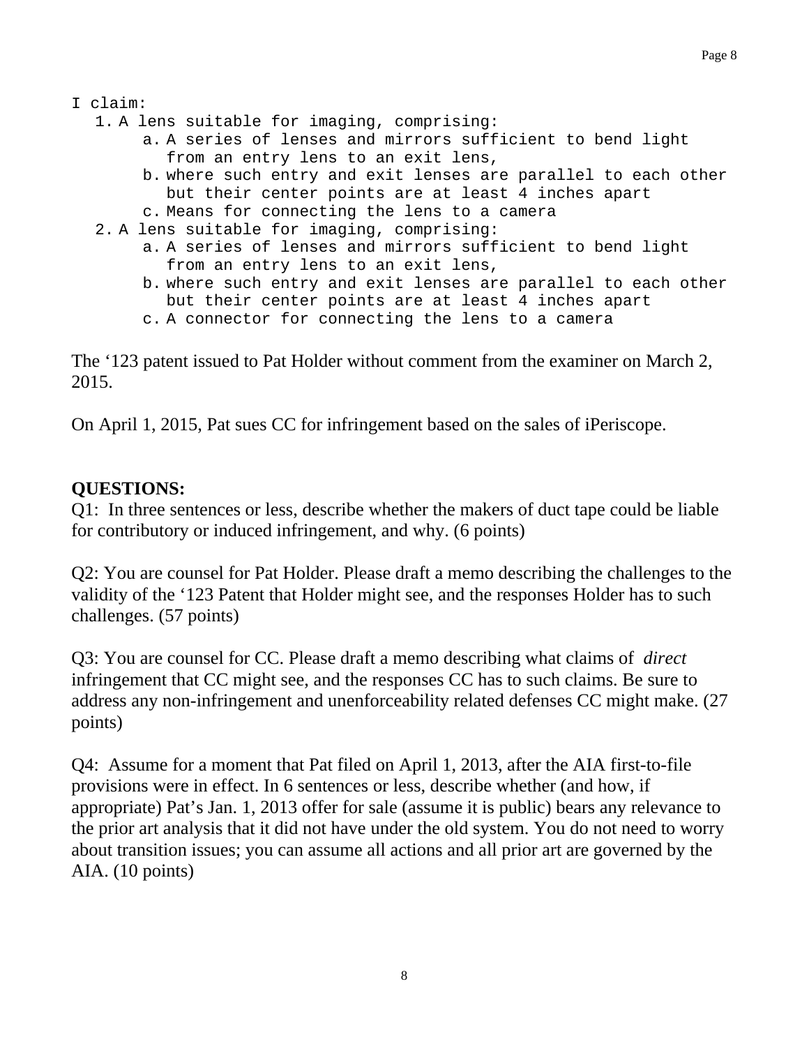```
I claim:
   1. A lens suitable for imaging, comprising:
        a. A series of lenses and mirrors sufficient to bend light
           from an entry lens to an exit lens,
        b. where such entry and exit lenses are parallel to each other
           but their center points are at least 4 inches apart
        c. Means for connecting the lens to a camera
   2. A lens suitable for imaging, comprising:
        a. A series of lenses and mirrors sufficient to bend light
           from an entry lens to an exit lens,
        b. where such entry and exit lenses are parallel to each other
           but their center points are at least 4 inches apart
        c. A connector for connecting the lens to a camera
```

The ‘123 patent issued to Pat Holder without comment from the examiner on March 2, 2015.

On April 1, 2015, Pat sues CC for infringement based on the sales of iPeriscope.

**QUESTIONS:**

Q1: In three sentences or less, describe whether the makers of duct tape could be liable for contributory or induced infringement, and why. (6 points)

Q2: You are counsel for Pat Holder. Please draft a memo describing the challenges to the validity of the ‘123 Patent that Holder might see, and the responses Holder has to such challenges. (57 points)

Q3: You are counsel for CC. Please draft a memo describing what claims of *direct* infringement that CC might see, and the responses CC has to such claims. Be sure to address any non-infringement and unenforceability related defenses CC might make. (27 points)

Q4: Assume for a moment that Pat filed on April 1, 2013, after the AIA first-to-file provisions were in effect. In 6 sentences or less, describe whether (and how, if appropriate) Pat’s Jan. 1, 2013 offer for sale (assume it is public) bears any relevance to the prior art analysis that it did not have under the old system. You do not need to worry about transition issues; you can assume all actions and all prior art are governed by the AIA. (10 points)